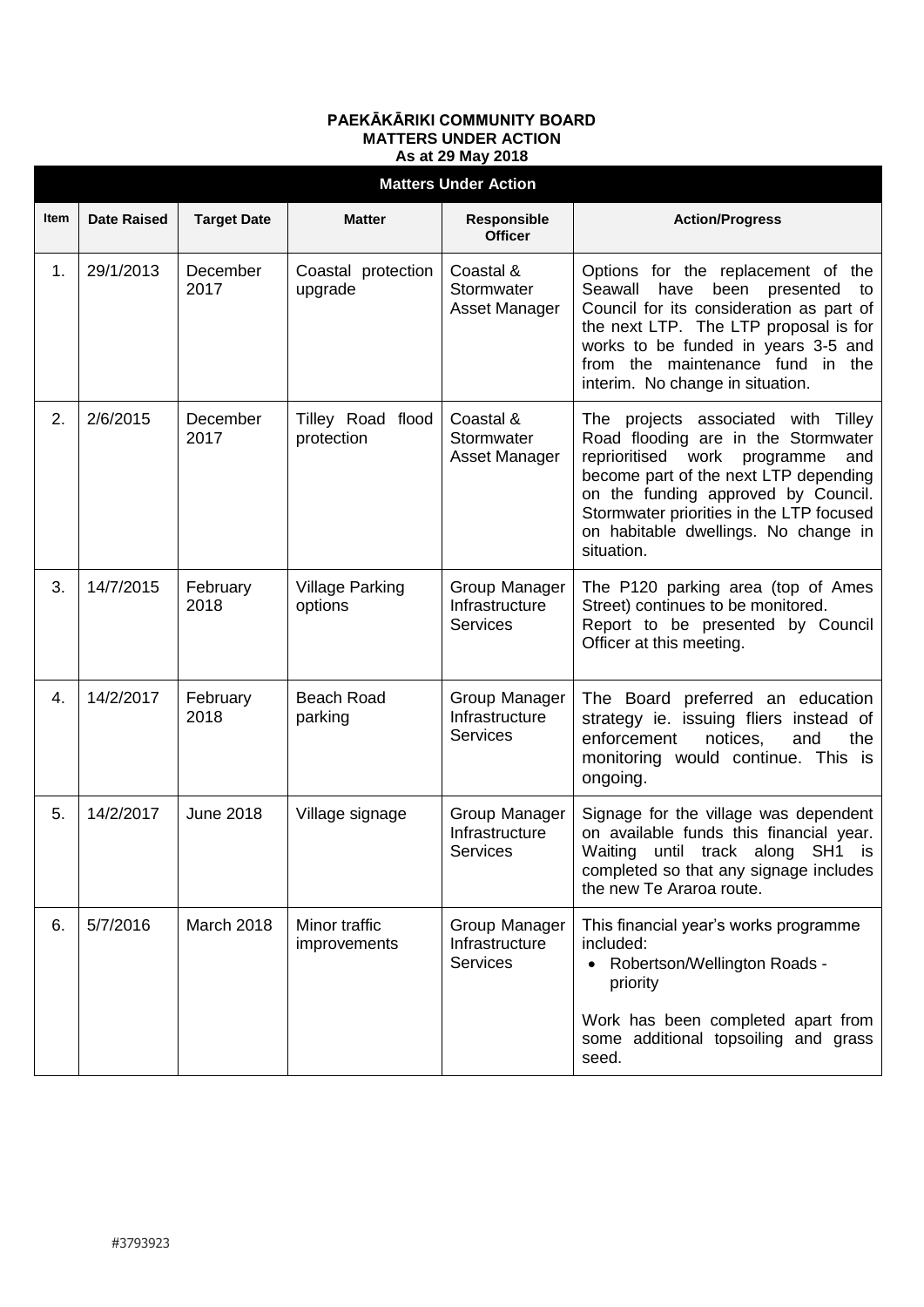**PAEKĀKĀRIKI COMMUNITY BOARD**
**MATTERS UNDER ACTION**
**As at 29 May 2018**

| **Matters Under Action** | | | | | |
|---|---|---|---|---|---|
| **Item** | **Date Raised** | **Target Date** | **Matter** | **Responsible Officer** | **Action/Progress** |
| 1. | 29/1/2013 | December 2017 | Coastal protection upgrade | Coastal & Stormwater Asset Manager | Options for the replacement of the Seawall have been presented to Council for its consideration as part of the next LTP. The LTP proposal is for works to be funded in years 3-5 and from the maintenance fund in the interim. No change in situation. |
| 2. | 2/6/2015 | December 2017 | Tilley Road flood protection | Coastal & Stormwater Asset Manager | The projects associated with Tilley Road flooding are in the Stormwater reprioritised work programme and become part of the next LTP depending on the funding approved by Council. Stormwater priorities in the LTP focused on habitable dwellings. No change in situation. |
| 3. | 14/7/2015 | February 2018 | Village Parking options | Group Manager Infrastructure Services | The P120 parking area (top of Ames Street) continues to be monitored.<br>Report to be presented by Council Officer at this meeting. |
| 4. | 14/2/2017 | February 2018 | Beach Road parking | Group Manager Infrastructure Services | The Board preferred an education strategy ie. issuing fliers instead of enforcement notices, and the monitoring would continue. This is ongoing. |
| 5. | 14/2/2017 | June 2018 | Village signage | Group Manager Infrastructure Services | Signage for the village was dependent on available funds this financial year. Waiting until track along SH1 is completed so that any signage includes the new Te Araroa route. |
| 6. | 5/7/2016 | March 2018 | Minor traffic improvements | Group Manager Infrastructure Services | This financial year's works programme included:<br>• Robertson/Wellington Roads - priority<br><br>Work has been completed apart from some additional topsoiling and grass seed. |

#3793923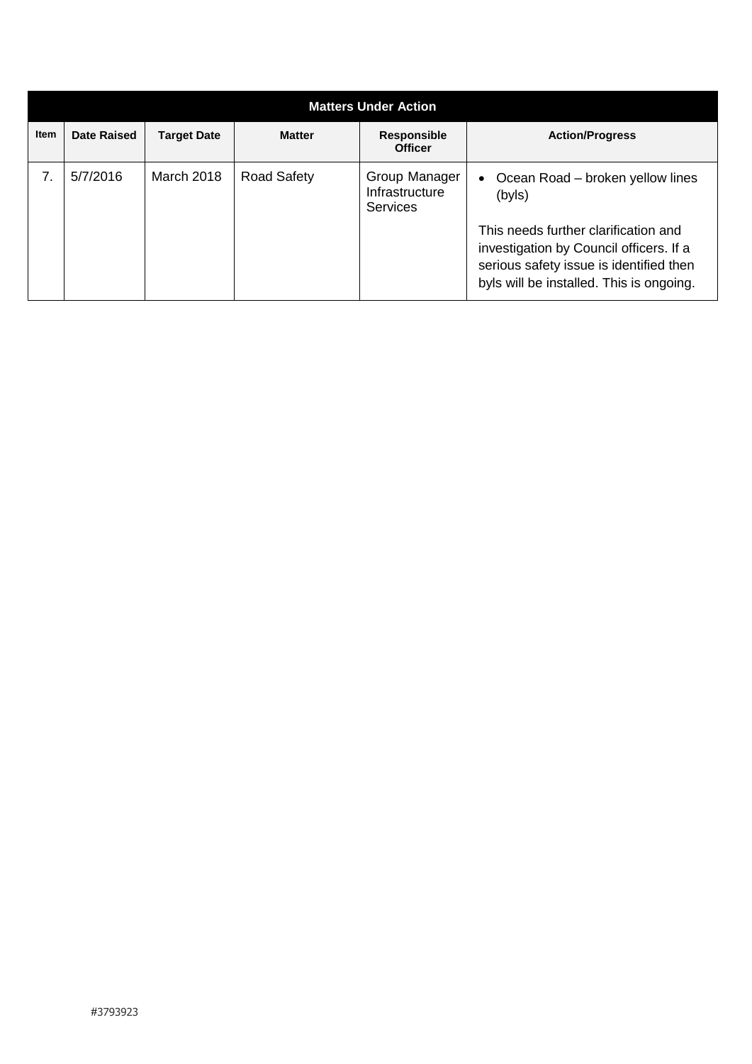| Matters Under Action | | | | | |
|---|---|---|---|---|---|
| **Item** | **Date Raised** | **Target Date** | **Matter** | **Responsible Officer** | **Action/Progress** |
| 7. | 5/7/2016 | March 2018 | Road Safety | Group Manager Infrastructure Services | • Ocean Road – broken yellow lines (byls)<br><br>This needs further clarification and investigation by Council officers. If a serious safety issue is identified then byls will be installed. This is ongoing. |

#3793923